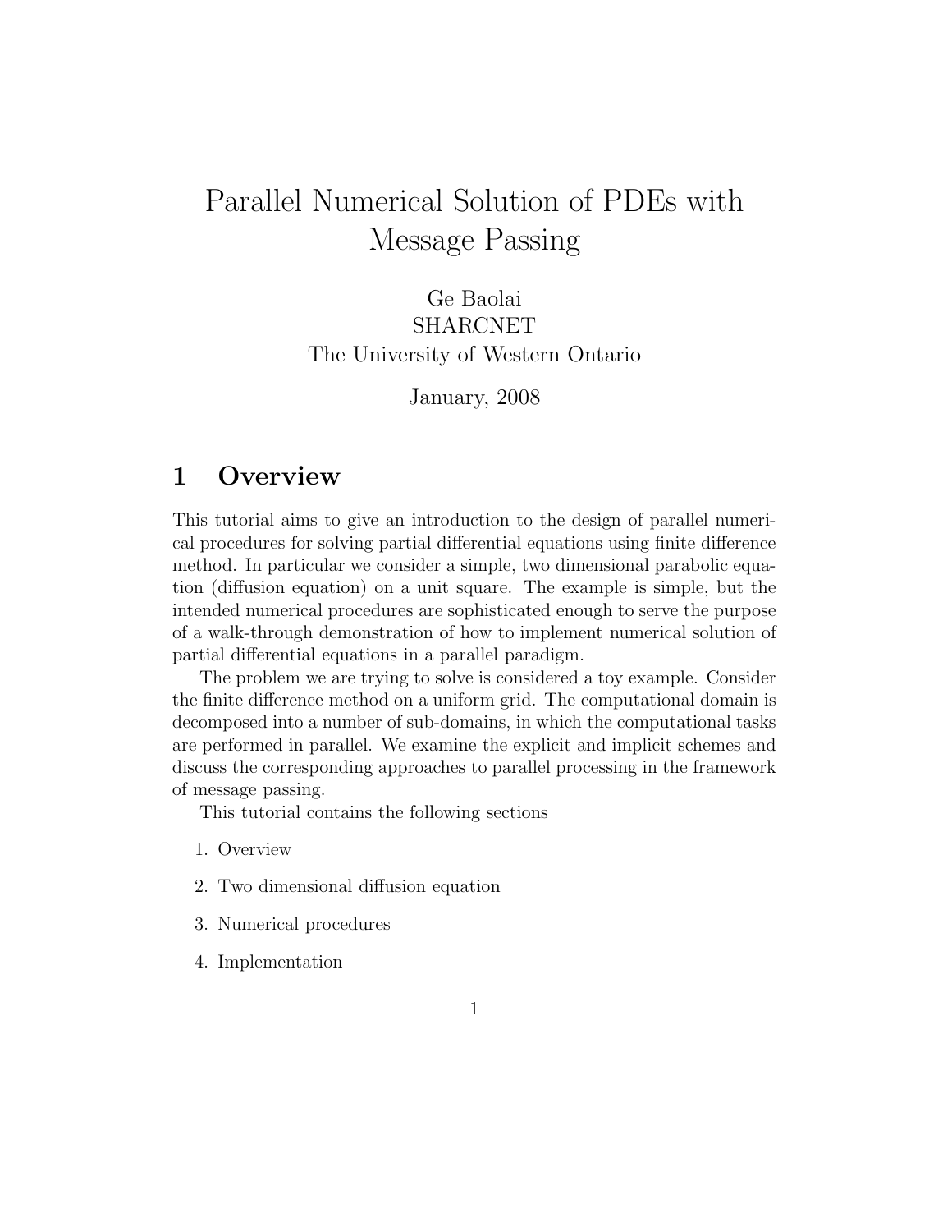# Parallel Numerical Solution of PDEs with Message Passing

Ge Baolai
SHARCNET
The University of Western Ontario

January, 2008

## 1 Overview

This tutorial aims to give an introduction to the design of parallel numerical procedures for solving partial differential equations using finite difference method. In particular we consider a simple, two dimensional parabolic equation (diffusion equation) on a unit square. The example is simple, but the intended numerical procedures are sophisticated enough to serve the purpose of a walk-through demonstration of how to implement numerical solution of partial differential equations in a parallel paradigm.

The problem we are trying to solve is considered a toy example. Consider the finite difference method on a uniform grid. The computational domain is decomposed into a number of sub-domains, in which the computational tasks are performed in parallel. We examine the explicit and implicit schemes and discuss the corresponding approaches to parallel processing in the framework of message passing.

This tutorial contains the following sections

1. Overview
2. Two dimensional diffusion equation
3. Numerical procedures
4. Implementation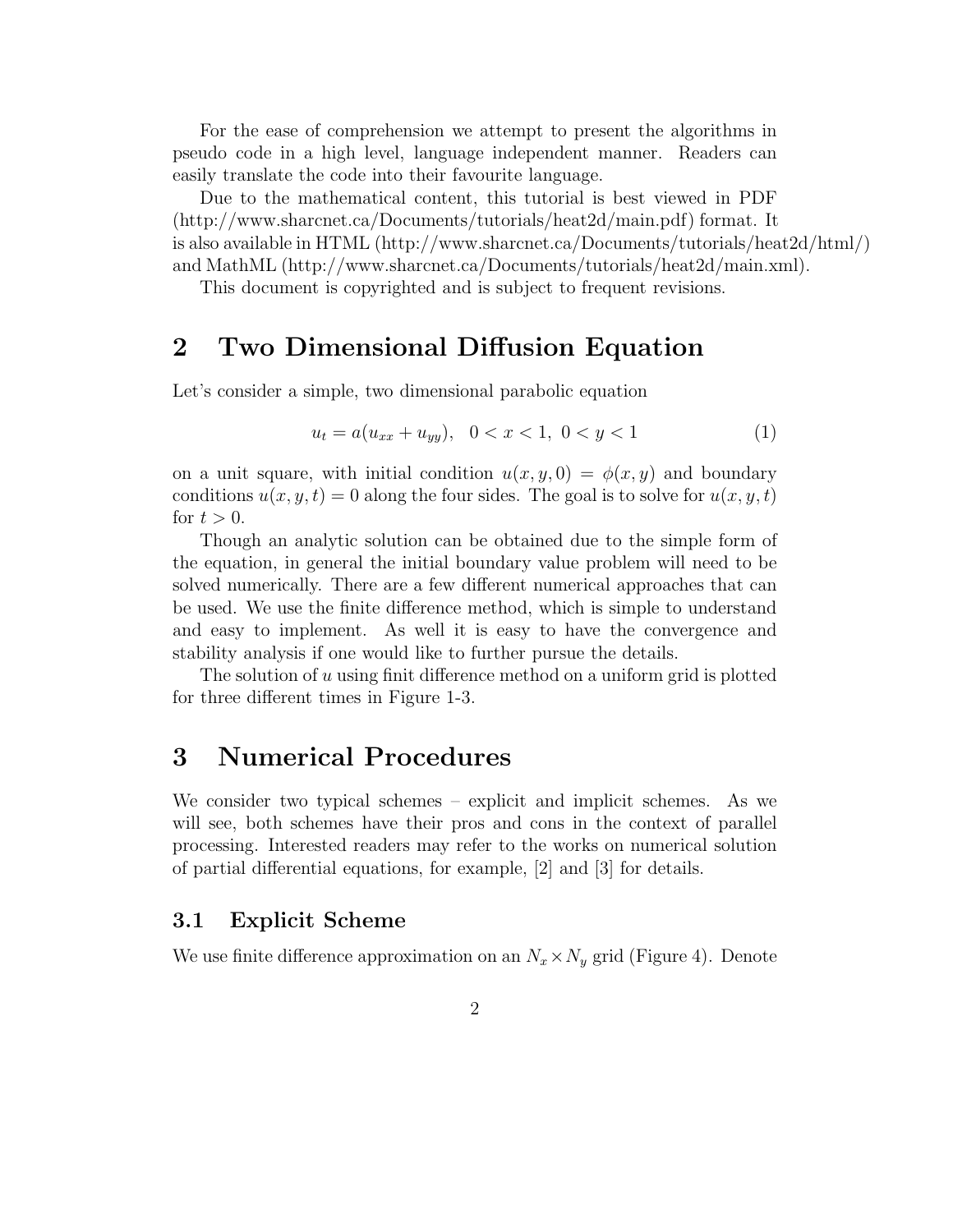For the ease of comprehension we attempt to present the algorithms in pseudo code in a high level, language independent manner. Readers can easily translate the code into their favourite language.

Due to the mathematical content, this tutorial is best viewed in PDF (http://www.sharcnet.ca/Documents/tutorials/heat2d/main.pdf) format. It is also available in HTML (http://www.sharcnet.ca/Documents/tutorials/heat2d/html/) and MathML (http://www.sharcnet.ca/Documents/tutorials/heat2d/main.xml).

This document is copyrighted and is subject to frequent revisions.

## 2 Two Dimensional Diffusion Equation

Let's consider a simple, two dimensional parabolic equation

$$u_t = a(u_{xx} + u_{yy}), \quad 0 < x < 1, \ 0 < y < 1 \tag{1}$$

on a unit square, with initial condition $u(x, y, 0) = \phi(x, y)$ and boundary conditions $u(x, y, t) = 0$ along the four sides. The goal is to solve for $u(x, y, t)$ for $t > 0$.

Though an analytic solution can be obtained due to the simple form of the equation, in general the initial boundary value problem will need to be solved numerically. There are a few different numerical approaches that can be used. We use the finite difference method, which is simple to understand and easy to implement. As well it is easy to have the convergence and stability analysis if one would like to further pursue the details.

The solution of $u$ using finit difference method on a uniform grid is plotted for three different times in Figure 1-3.

## 3 Numerical Procedures

We consider two typical schemes – explicit and implicit schemes. As we will see, both schemes have their pros and cons in the context of parallel processing. Interested readers may refer to the works on numerical solution of partial differential equations, for example, [2] and [3] for details.

### 3.1 Explicit Scheme

We use finite difference approximation on an $N_x \times N_y$ grid (Figure 4). Denote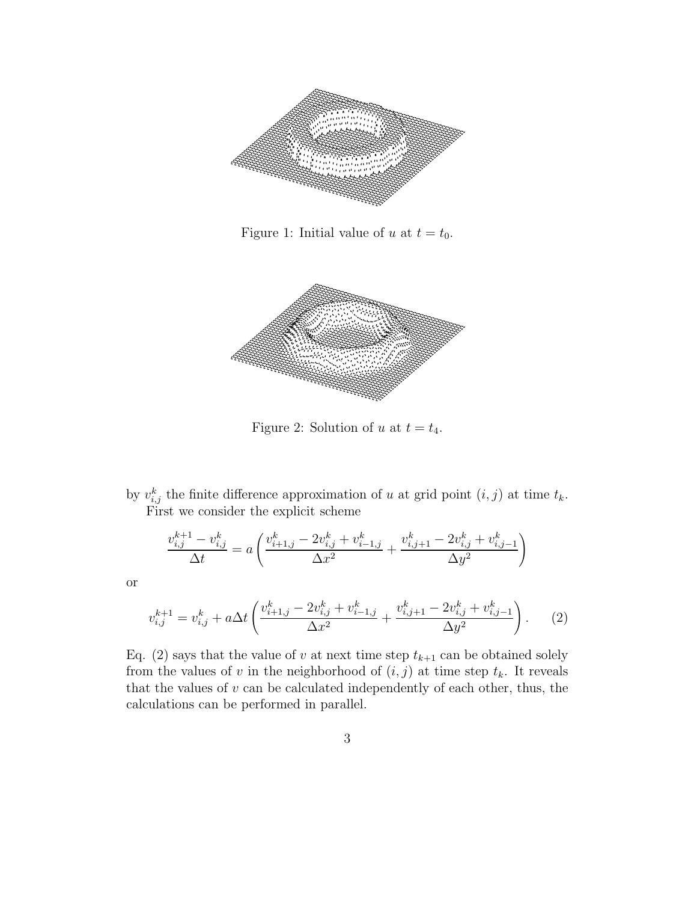Figure 1: Initial value of $u$ at $t = t_0$.

Figure 2: Solution of $u$ at $t = t_4$.

by $v_{i,j}^k$ the finite difference approximation of $u$ at grid point $(i, j)$ at time $t_k$.

First we consider the explicit scheme

$$\frac{v_{i,j}^{k+1} - v_{i,j}^k}{\Delta t} = a\left(\frac{v_{i+1,j}^k - 2v_{i,j}^k + v_{i-1,j}^k}{\Delta x^2} + \frac{v_{i,j+1}^k - 2v_{i,j}^k + v_{i,j-1}^k}{\Delta y^2}\right)$$

or

$$v_{i,j}^{k+1} = v_{i,j}^k + a\Delta t\left(\frac{v_{i+1,j}^k - 2v_{i,j}^k + v_{i-1,j}^k}{\Delta x^2} + \frac{v_{i,j+1}^k - 2v_{i,j}^k + v_{i,j-1}^k}{\Delta y^2}\right). \qquad (2)$$

Eq. (2) says that the value of $v$ at next time step $t_{k+1}$ can be obtained solely from the values of $v$ in the neighborhood of $(i, j)$ at time step $t_k$. It reveals that the values of $v$ can be calculated independently of each other, thus, the calculations can be performed in parallel.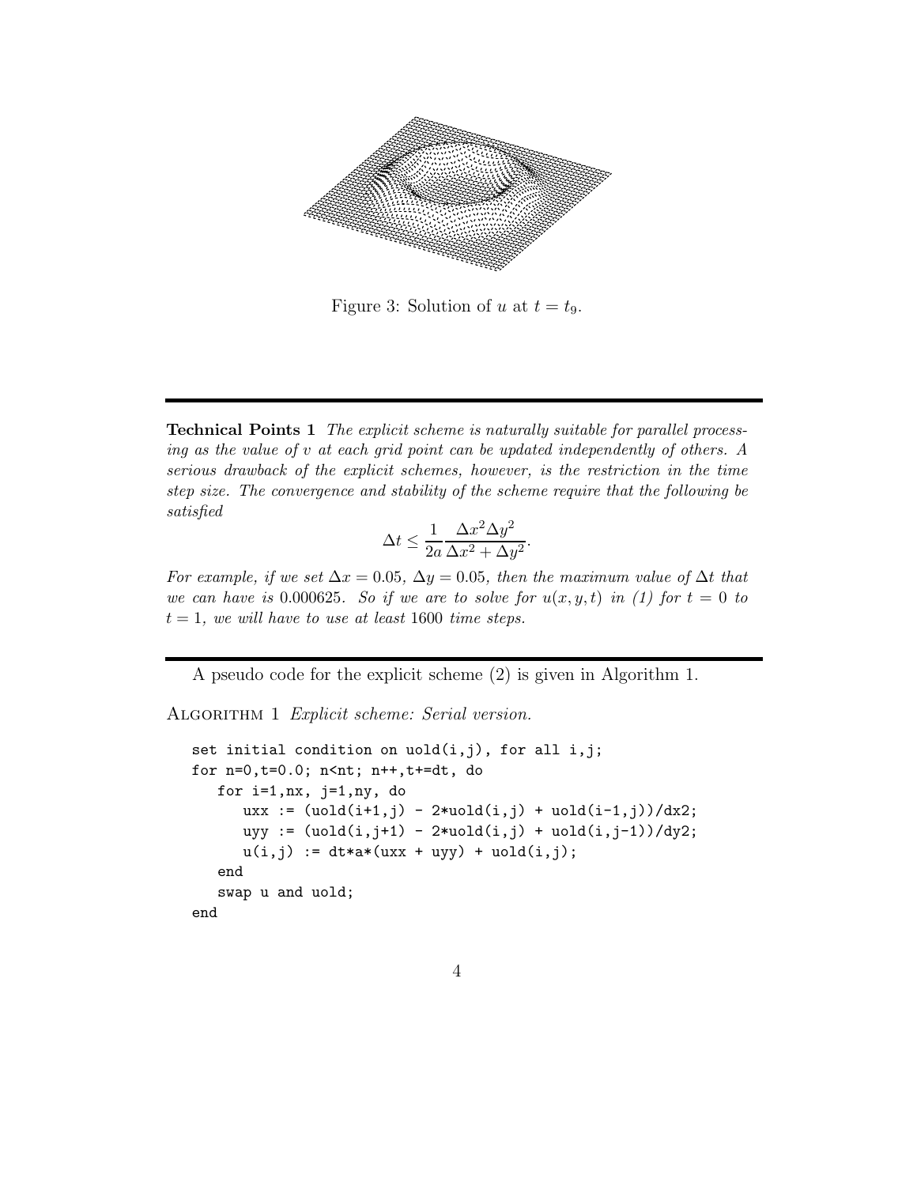Figure 3: Solution of $u$ at $t = t_9$.

---

**Technical Points 1** *The explicit scheme is naturally suitable for parallel processing as the value of $v$ at each grid point can be updated independently of others. A serious drawback of the explicit schemes, however, is the restriction in the time step size. The convergence and stability of the scheme require that the following be satisfied*

$$\Delta t \leq \frac{1}{2a} \frac{\Delta x^2 \Delta y^2}{\Delta x^2 + \Delta y^2}.$$

*For example, if we set $\Delta x = 0.05$, $\Delta y = 0.05$, then the maximum value of $\Delta t$ that we can have is 0.000625. So if we are to solve for $u(x, y, t)$ in (1) for $t = 0$ to $t = 1$, we will have to use at least 1600 time steps.*

---

A pseudo code for the explicit scheme (2) is given in Algorithm 1.

Algorithm 1 *Explicit scheme: Serial version.*

```
set initial condition on uold(i,j), for all i,j;
for n=0,t=0.0; n<nt; n++,t+=dt, do
   for i=1,nx, j=1,ny, do
      uxx := (uold(i+1,j) - 2*uold(i,j) + uold(i-1,j))/dx2;
      uyy := (uold(i,j+1) - 2*uold(i,j) + uold(i,j-1))/dy2;
      u(i,j) := dt*a*(uxx + uyy) + uold(i,j);
   end
   swap u and uold;
end
```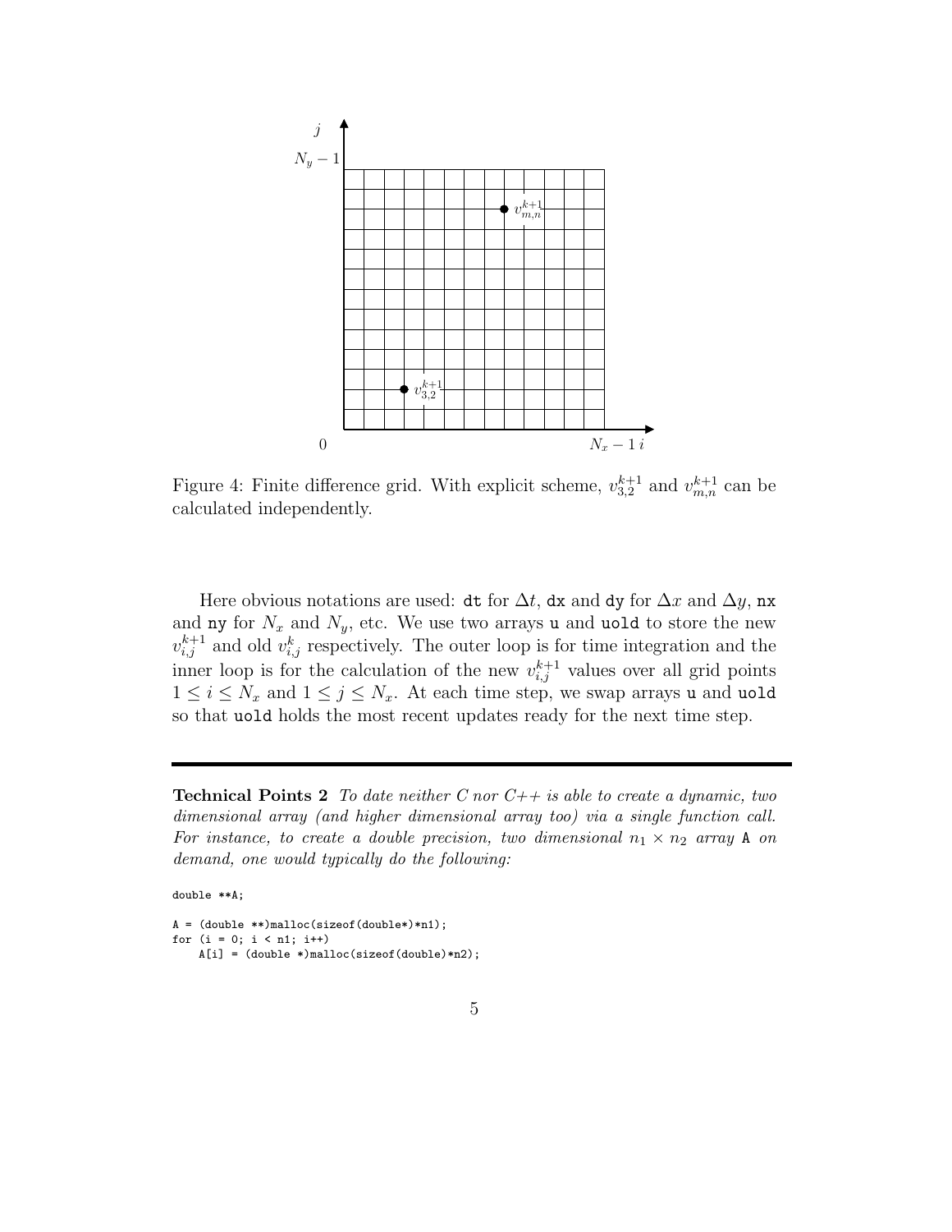Figure 4: Finite difference grid. With explicit scheme, $v_{3,2}^{k+1}$ and $v_{m,n}^{k+1}$ can be calculated independently.

Here obvious notations are used: `dt` for $\Delta t$, `dx` and `dy` for $\Delta x$ and $\Delta y$, `nx` and `ny` for $N_x$ and $N_y$, etc. We use two arrays `u` and `uold` to store the new $v_{i,j}^{k+1}$ and old $v_{i,j}^{k}$ respectively. The outer loop is for time integration and the inner loop is for the calculation of the new $v_{i,j}^{k+1}$ values over all grid points $1 \le i \le N_x$ and $1 \le j \le N_x$. At each time step, we swap arrays `u` and `uold` so that `uold` holds the most recent updates ready for the next time step.

---

**Technical Points 2** *To date neither C nor C++ is able to create a dynamic, two dimensional array (and higher dimensional array too) via a single function call. For instance, to create a double precision, two dimensional $n_1 \times n_2$ array* `A` *on demand, one would typically do the following:*

```
double **A;

A = (double **)malloc(sizeof(double*)*n1);
for (i = 0; i < n1; i++)
    A[i] = (double *)malloc(sizeof(double)*n2);
```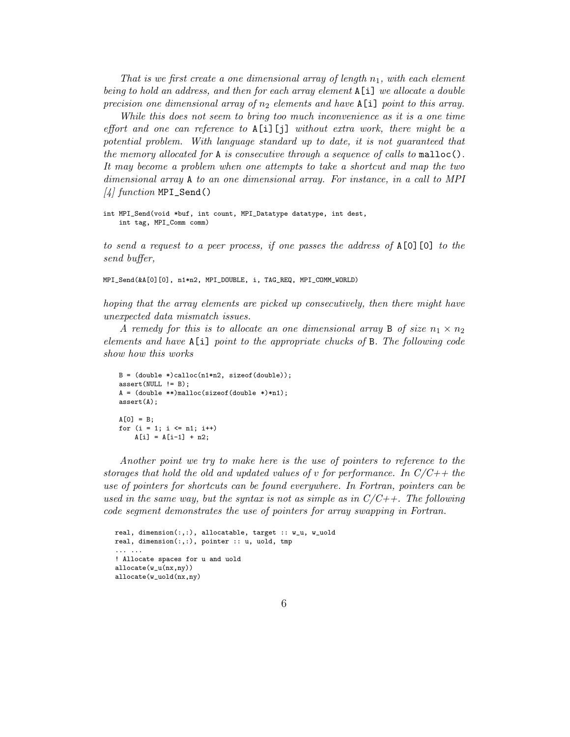*That is we first create a one dimensional array of length $n_1$, with each element being to hold an address, and then for each array element* `A[i]` *we allocate a double precision one dimensional array of $n_2$ elements and have* `A[i]` *point to this array.*

*While this does not seem to bring too much inconvenience as it is a one time effort and one can reference to* `A[i][j]` *without extra work, there might be a potential problem. With language standard up to date, it is not guaranteed that the memory allocated for* `A` *is consecutive through a sequence of calls to* `malloc()`*. It may become a problem when one attempts to take a shortcut and map the two dimensional array* `A` *to an one dimensional array. For instance, in a call to MPI [4] function* `MPI_Send()`

```
int MPI_Send(void *buf, int count, MPI_Datatype datatype, int dest,
    int tag, MPI_Comm comm)
```

*to send a request to a peer process, if one passes the address of* `A[0][0]` *to the send buffer,*

```
MPI_Send(&A[0][0], n1*n2, MPI_DOUBLE, i, TAG_REQ, MPI_COMM_WORLD)
```

*hoping that the array elements are picked up consecutively, then there might have unexpected data mismatch issues.*

*A remedy for this is to allocate an one dimensional array* `B` *of size $n_1 \times n_2$ elements and have* `A[i]` *point to the appropriate chucks of* `B`*. The following code show how this works*

```
B = (double *)calloc(n1*n2, sizeof(double));
assert(NULL != B);
A = (double **)malloc(sizeof(double *)*n1);
assert(A);

A[0] = B;
for (i = 1; i <= n1; i++)
    A[i] = A[i-1] + n2;
```

*Another point we try to make here is the use of pointers to reference to the storages that hold the old and updated values of v for performance. In C/C++ the use of pointers for shortcuts can be found everywhere. In Fortran, pointers can be used in the same way, but the syntax is not as simple as in C/C++. The following code segment demonstrates the use of pointers for array swapping in Fortran.*

```
real, dimension(:,:), allocatable, target :: w_u, w_uold
real, dimension(:,:), pointer :: u, uold, tmp
... ...
! Allocate spaces for u and uold
allocate(w_u(nx,ny))
allocate(w_uold(nx,ny)
```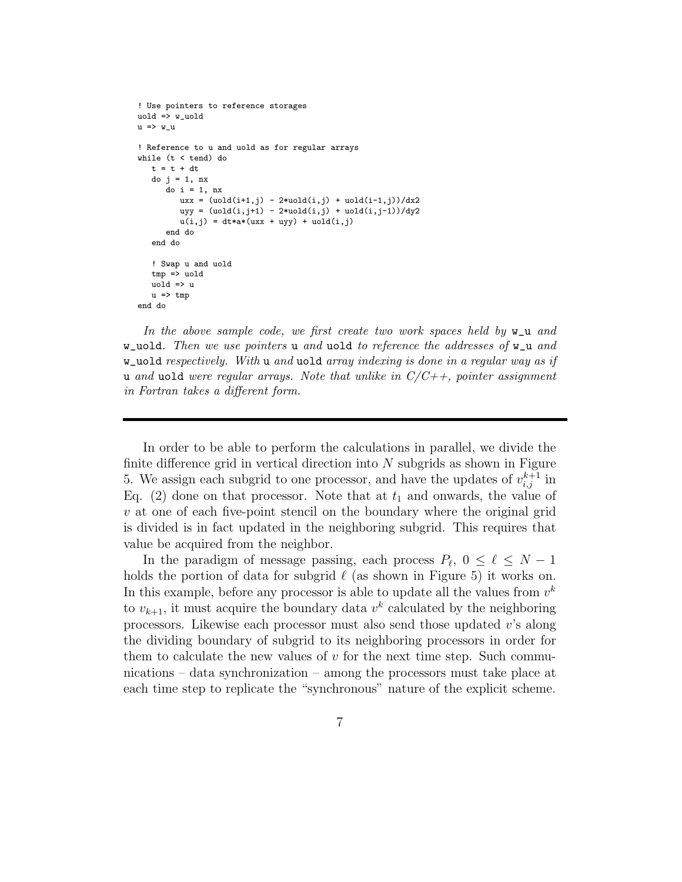```
! Use pointers to reference storages
uold => w_uold
u => w_u

! Reference to u and uold as for regular arrays
while (t < tend) do
   t = t + dt
   do j = 1, nx
      do i = 1, nx
         uxx = (uold(i+1,j) - 2*uold(i,j) + uold(i-1,j))/dx2
         uyy = (uold(i,j+1) - 2*uold(i,j) + uold(i,j-1))/dy2
         u(i,j) = dt*a*(uxx + uyy) + uold(i,j)
      end do
   end do

   ! Swap u and uold
   tmp => uold
   uold => u
   u => tmp
end do
```

*In the above sample code, we first create two work spaces held by* `w_u` *and* `w_uold`*. Then we use pointers* `u` *and* `uold` *to reference the addresses of* `w_u` *and* `w_uold` *respectively. With* `u` *and* `uold` *array indexing is done in a regular way as if* `u` *and* `uold` *were regular arrays. Note that unlike in C/C++, pointer assignment in Fortran takes a different form.*

---

In order to be able to perform the calculations in parallel, we divide the finite difference grid in vertical direction into $N$ subgrids as shown in Figure 5. We assign each subgrid to one processor, and have the updates of $v_{i,j}^{k+1}$ in Eq. (2) done on that processor. Note that at $t_1$ and onwards, the value of $v$ at one of each five-point stencil on the boundary where the original grid is divided is in fact updated in the neighboring subgrid. This requires that value be acquired from the neighbor.

In the paradigm of message passing, each process $P_\ell$, $0 \leq \ell \leq N-1$ holds the portion of data for subgrid $\ell$ (as shown in Figure 5) it works on. In this example, before any processor is able to update all the values from $v^k$ to $v_{k+1}$, it must acquire the boundary data $v^k$ calculated by the neighboring processors. Likewise each processor must also send those updated $v$'s along the dividing boundary of subgrid to its neighboring processors in order for them to calculate the new values of $v$ for the next time step. Such communications – data synchronization – among the processors must take place at each time step to replicate the "synchronous" nature of the explicit scheme.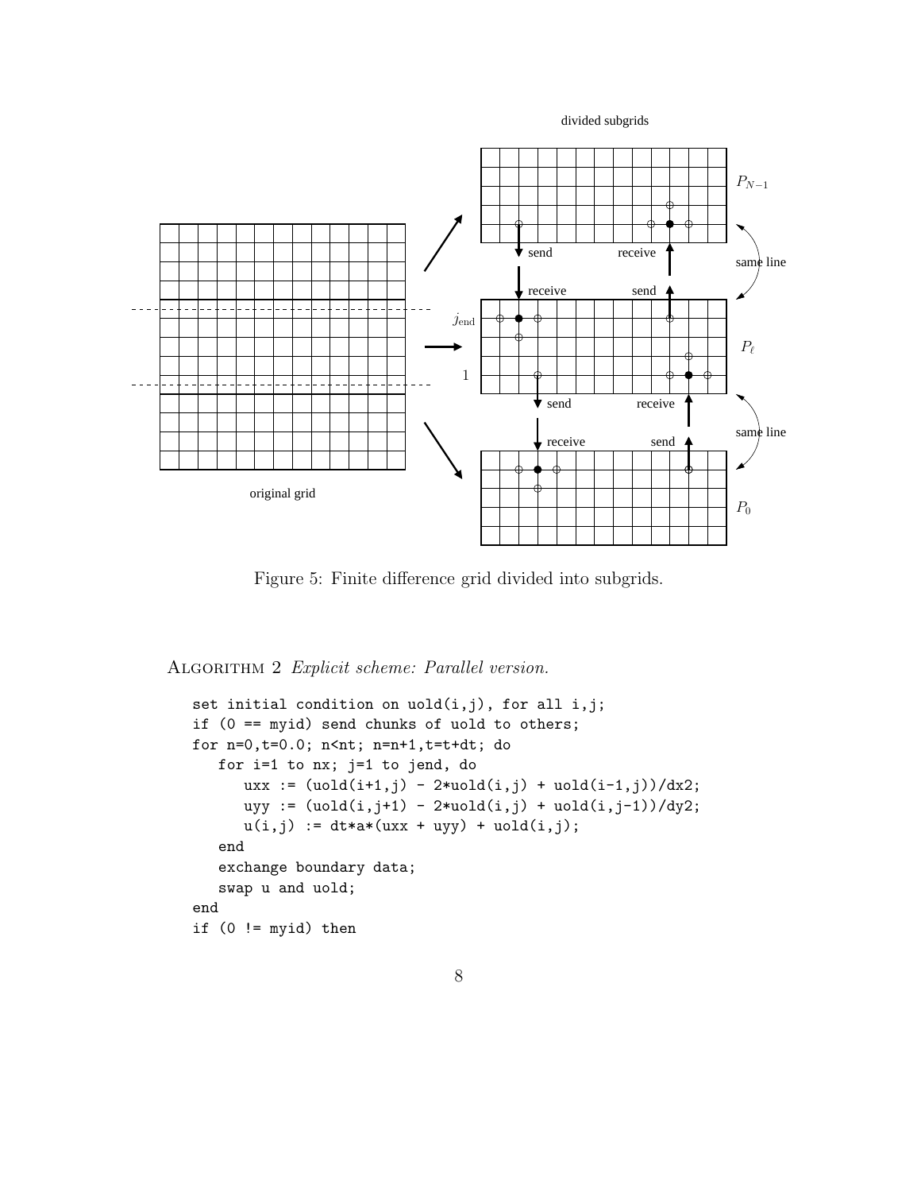Figure 5: Finite difference grid divided into subgrids.

ALGORITHM 2 *Explicit scheme: Parallel version.*

```
set initial condition on uold(i,j), for all i,j;
if (0 == myid) send chunks of uold to others;
for n=0,t=0.0; n<nt; n=n+1,t=t+dt; do
   for i=1 to nx; j=1 to jend, do
      uxx := (uold(i+1,j) - 2*uold(i,j) + uold(i-1,j))/dx2;
      uyy := (uold(i,j+1) - 2*uold(i,j) + uold(i,j-1))/dy2;
      u(i,j) := dt*a*(uxx + uyy) + uold(i,j);
   end
   exchange boundary data;
   swap u and uold;
end
if (0 != myid) then
```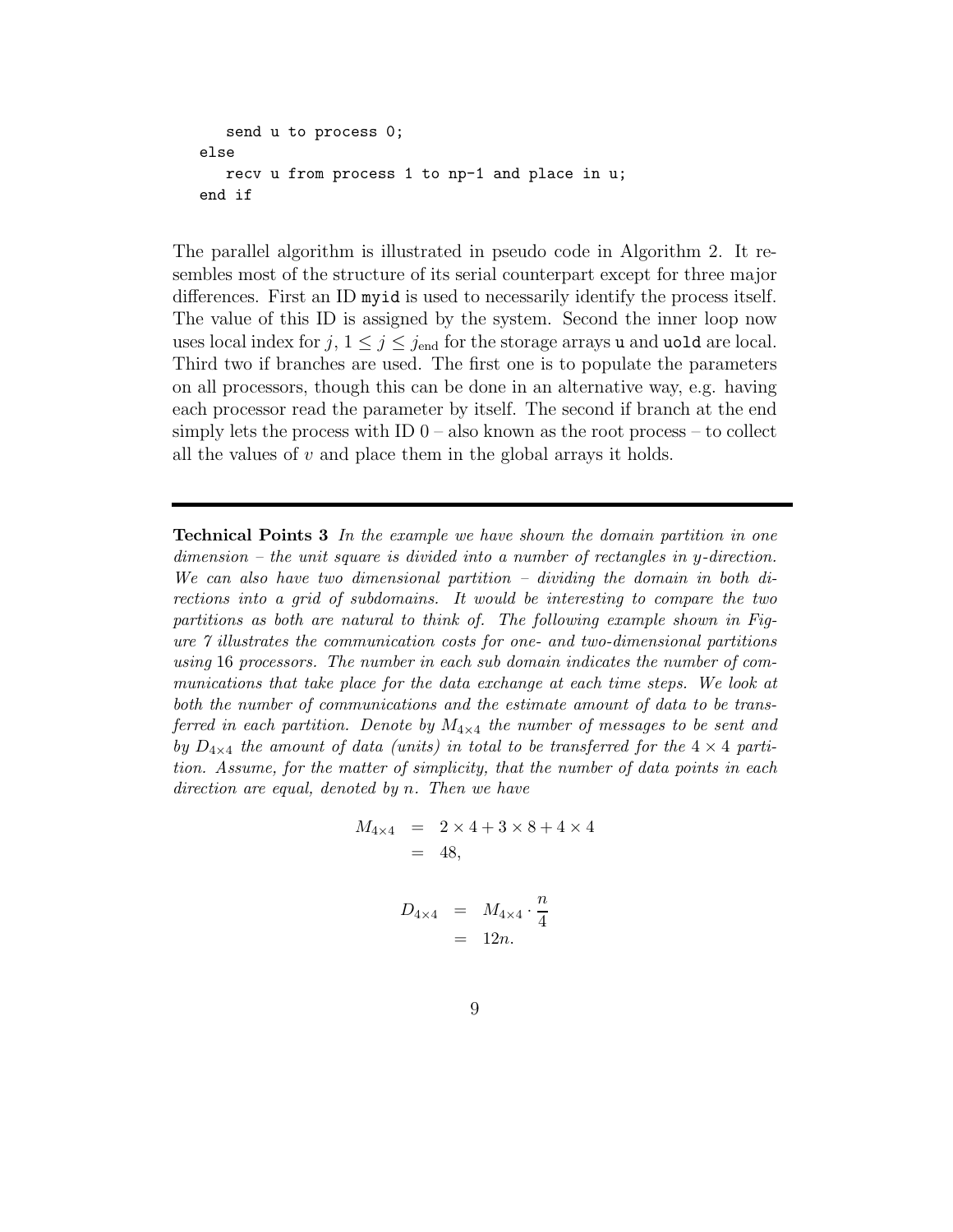```
   send u to process 0;
else
   recv u from process 1 to np-1 and place in u;
end if
```

The parallel algorithm is illustrated in pseudo code in Algorithm 2. It resembles most of the structure of its serial counterpart except for three major differences. First an ID `myid` is used to necessarily identify the process itself. The value of this ID is assigned by the system. Second the inner loop now uses local index for $j$, $1 \leq j \leq j_{\text{end}}$ for the storage arrays `u` and `uold` are local. Third two if branches are used. The first one is to populate the parameters on all processors, though this can be done in an alternative way, e.g. having each processor read the parameter by itself. The second if branch at the end simply lets the process with ID 0 – also known as the root process – to collect all the values of $v$ and place them in the global arrays it holds.

---

**Technical Points 3** *In the example we have shown the domain partition in one dimension – the unit square is divided into a number of rectangles in y-direction. We can also have two dimensional partition – dividing the domain in both directions into a grid of subdomains. It would be interesting to compare the two partitions as both are natural to think of. The following example shown in Figure 7 illustrates the communication costs for one- and two-dimensional partitions using* 16 *processors. The number in each sub domain indicates the number of communications that take place for the data exchange at each time steps. We look at both the number of communications and the estimate amount of data to be transferred in each partition. Denote by* $M_{4\times4}$ *the number of messages to be sent and by* $D_{4\times4}$ *the amount of data (units) in total to be transferred for the* $4 \times 4$ *partition. Assume, for the matter of simplicity, that the number of data points in each direction are equal, denoted by* $n$*. Then we have*

$$
\begin{aligned}
M_{4\times4} &= 2 \times 4 + 3 \times 8 + 4 \times 4 \\
&= 48,
\end{aligned}
$$

$$
\begin{aligned}
D_{4\times4} &= M_{4\times4} \cdot \frac{n}{4} \\
&= 12n.
\end{aligned}
$$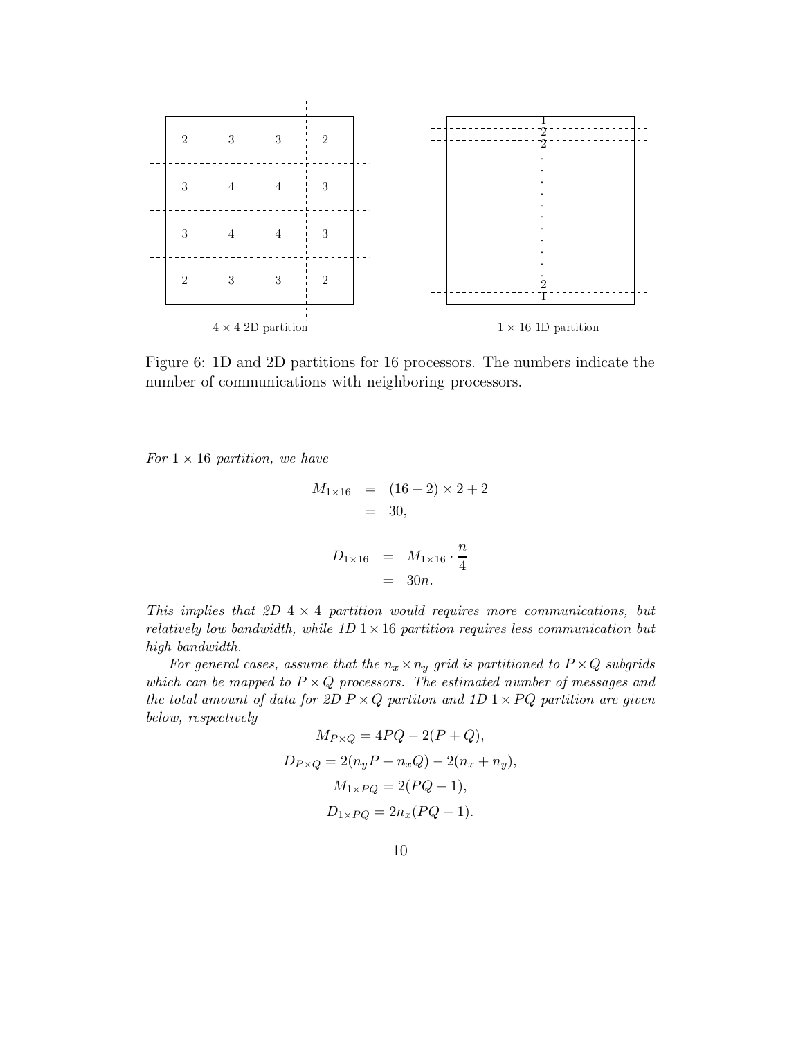Figure 6: 1D and 2D partitions for 16 processors. The numbers indicate the number of communications with neighboring processors.

*For $1 \times 16$ partition, we have*

$$
\begin{aligned}
M_{1\times 16} &= (16-2) \times 2 + 2 \\
&= 30,
\end{aligned}
$$

$$
\begin{aligned}
D_{1\times 16} &= M_{1\times 16} \cdot \frac{n}{4} \\
&= 30n.
\end{aligned}
$$

*This implies that 2D $4 \times 4$ partition would requires more communications, but relatively low bandwidth, while 1D $1 \times 16$ partition requires less communication but high bandwidth.*

*For general cases, assume that the $n_x \times n_y$ grid is partitioned to $P \times Q$ subgrids which can be mapped to $P \times Q$ processors. The estimated number of messages and the total amount of data for 2D $P \times Q$ partiton and 1D $1 \times PQ$ partition are given below, respectively*

$$M_{P\times Q} = 4PQ - 2(P + Q),$$

$$D_{P\times Q} = 2(n_y P + n_x Q) - 2(n_x + n_y),$$

$$M_{1\times PQ} = 2(PQ - 1),$$

$$D_{1\times PQ} = 2n_x(PQ - 1).$$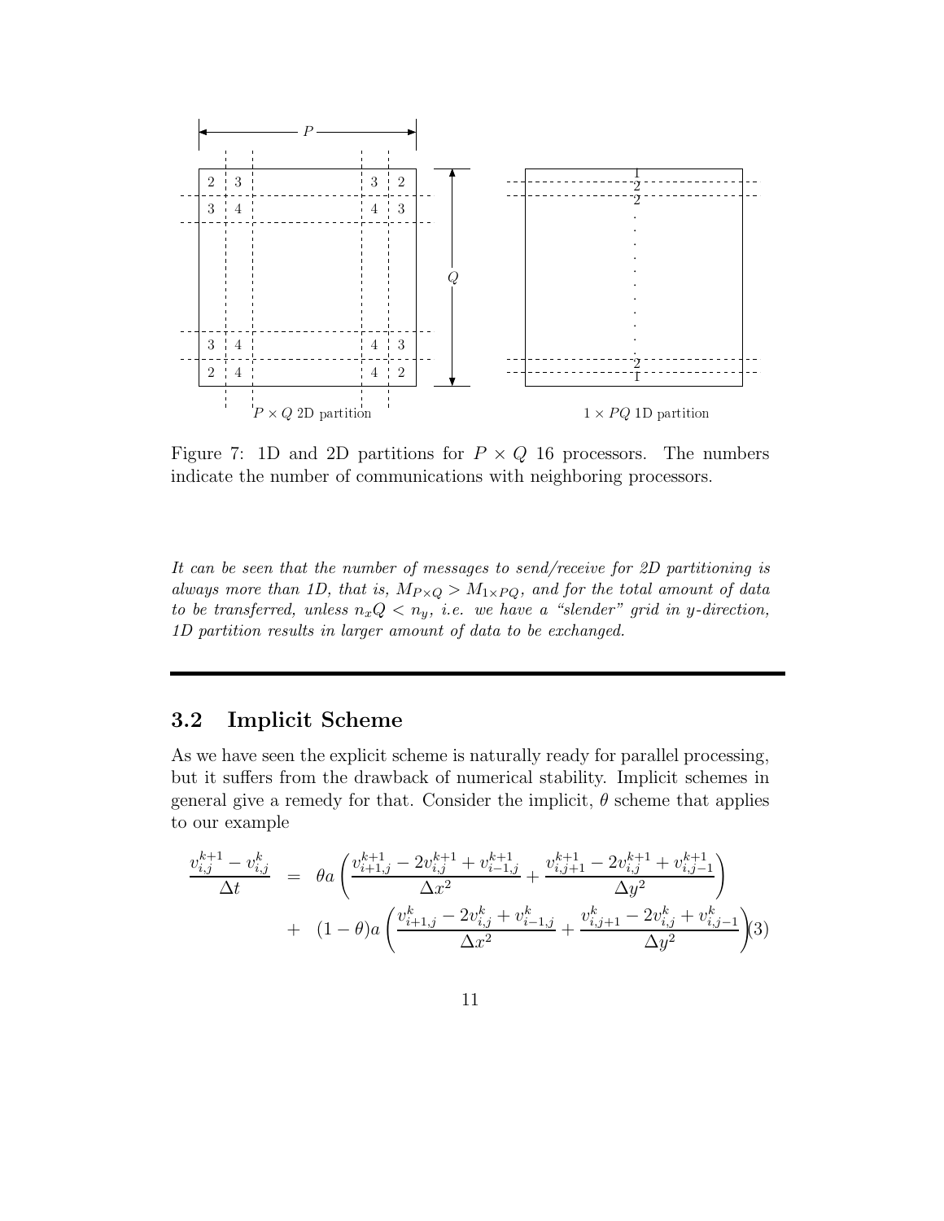Figure 7: 1D and 2D partitions for $P \times Q$ 16 processors. The numbers indicate the number of communications with neighboring processors.

*It can be seen that the number of messages to send/receive for 2D partitioning is always more than 1D, that is, $M_{P\times Q} > M_{1\times PQ}$, and for the total amount of data to be transferred, unless $n_x Q < n_y$, i.e. we have a "slender" grid in y-direction, 1D partition results in larger amount of data to be exchanged.*

---

## 3.2 Implicit Scheme

As we have seen the explicit scheme is naturally ready for parallel processing, but it suffers from the drawback of numerical stability. Implicit schemes in general give a remedy for that. Consider the implicit, $\theta$ scheme that applies to our example

$$
\begin{aligned}
\frac{v_{i,j}^{k+1} - v_{i,j}^{k}}{\Delta t} &= \theta a \left( \frac{v_{i+1,j}^{k+1} - 2v_{i,j}^{k+1} + v_{i-1,j}^{k+1}}{\Delta x^2} + \frac{v_{i,j+1}^{k+1} - 2v_{i,j}^{k+1} + v_{i,j-1}^{k+1}}{\Delta y^2} \right) \\
&+ (1-\theta) a \left( \frac{v_{i+1,j}^{k} - 2v_{i,j}^{k} + v_{i-1,j}^{k}}{\Delta x^2} + \frac{v_{i,j+1}^{k} - 2v_{i,j}^{k} + v_{i,j-1}^{k}}{\Delta y^2} \right) \quad (3)
\end{aligned}
$$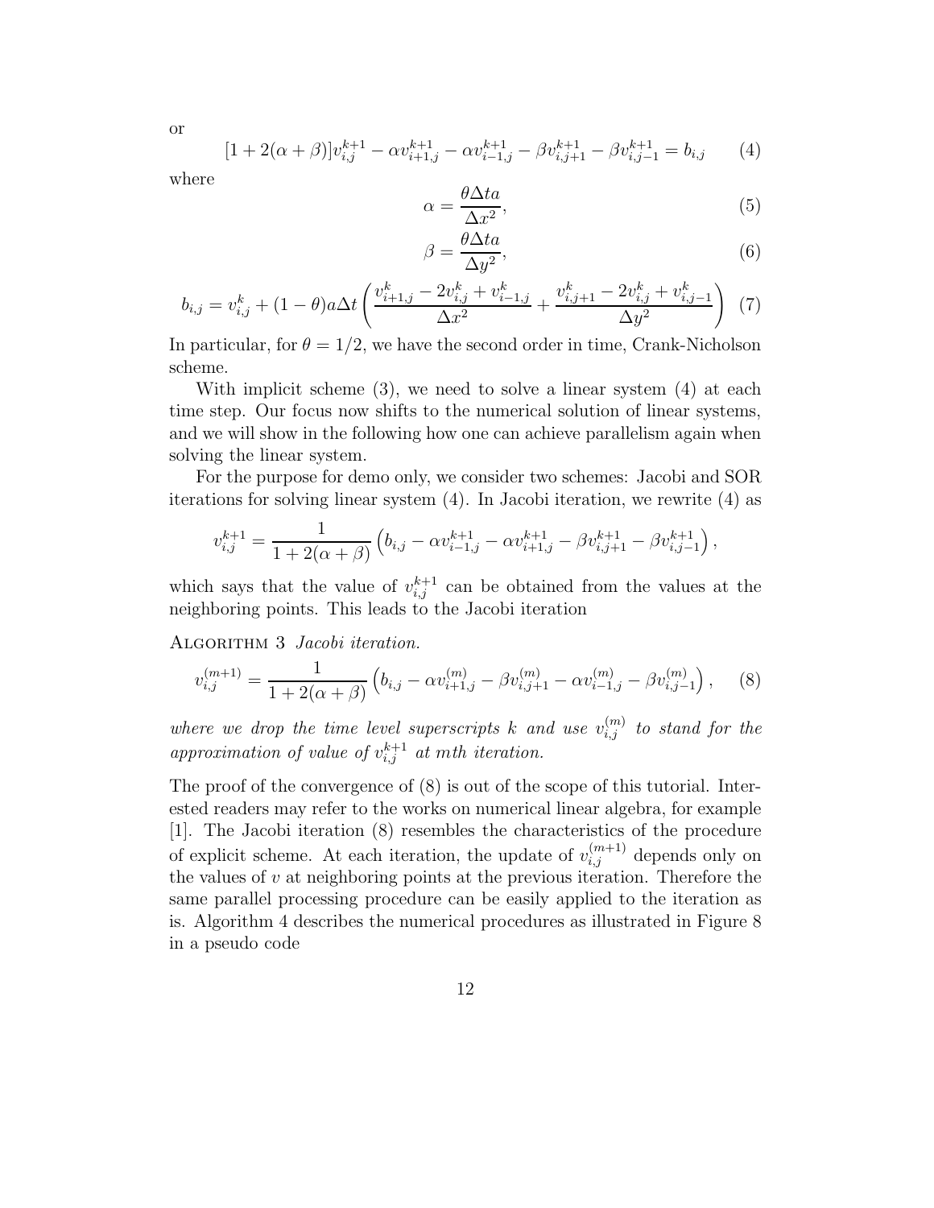or

$$[1 + 2(\alpha + \beta)]v_{i,j}^{k+1} - \alpha v_{i+1,j}^{k+1} - \alpha v_{i-1,j}^{k+1} - \beta v_{i,j+1}^{k+1} - \beta v_{i,j-1}^{k+1} = b_{i,j} \tag{4}$$

where

$$\alpha = \frac{\theta \Delta t a}{\Delta x^2}, \tag{5}$$

$$\beta = \frac{\theta \Delta t a}{\Delta y^2}, \tag{6}$$

$$b_{i,j} = v_{i,j}^k + (1-\theta) a \Delta t \left( \frac{v_{i+1,j}^k - 2v_{i,j}^k + v_{i-1,j}^k}{\Delta x^2} + \frac{v_{i,j+1}^k - 2v_{i,j}^k + v_{i,j-1}^k}{\Delta y^2} \right) \tag{7}$$

In particular, for $\theta = 1/2$, we have the second order in time, Crank-Nicholson scheme.

With implicit scheme (3), we need to solve a linear system (4) at each time step. Our focus now shifts to the numerical solution of linear systems, and we will show in the following how one can achieve parallelism again when solving the linear system.

For the purpose for demo only, we consider two schemes: Jacobi and SOR iterations for solving linear system (4). In Jacobi iteration, we rewrite (4) as

$$v_{i,j}^{k+1} = \frac{1}{1 + 2(\alpha + \beta)} \left( b_{i,j} - \alpha v_{i-1,j}^{k+1} - \alpha v_{i+1,j}^{k+1} - \beta v_{i,j+1}^{k+1} - \beta v_{i,j-1}^{k+1} \right),$$

which says that the value of $v_{i,j}^{k+1}$ can be obtained from the values at the neighboring points. This leads to the Jacobi iteration

Algorithm 3 *Jacobi iteration.*

$$v_{i,j}^{(m+1)} = \frac{1}{1 + 2(\alpha + \beta)} \left( b_{i,j} - \alpha v_{i+1,j}^{(m)} - \beta v_{i,j+1}^{(m)} - \alpha v_{i-1,j}^{(m)} - \beta v_{i,j-1}^{(m)} \right), \tag{8}$$

*where we drop the time level superscripts $k$ and use $v_{i,j}^{(m)}$ to stand for the approximation of value of $v_{i,j}^{k+1}$ at $m$th iteration.*

The proof of the convergence of (8) is out of the scope of this tutorial. Interested readers may refer to the works on numerical linear algebra, for example [1]. The Jacobi iteration (8) resembles the characteristics of the procedure of explicit scheme. At each iteration, the update of $v_{i,j}^{(m+1)}$ depends only on the values of $v$ at neighboring points at the previous iteration. Therefore the same parallel processing procedure can be easily applied to the iteration as is. Algorithm 4 describes the numerical procedures as illustrated in Figure 8 in a pseudo code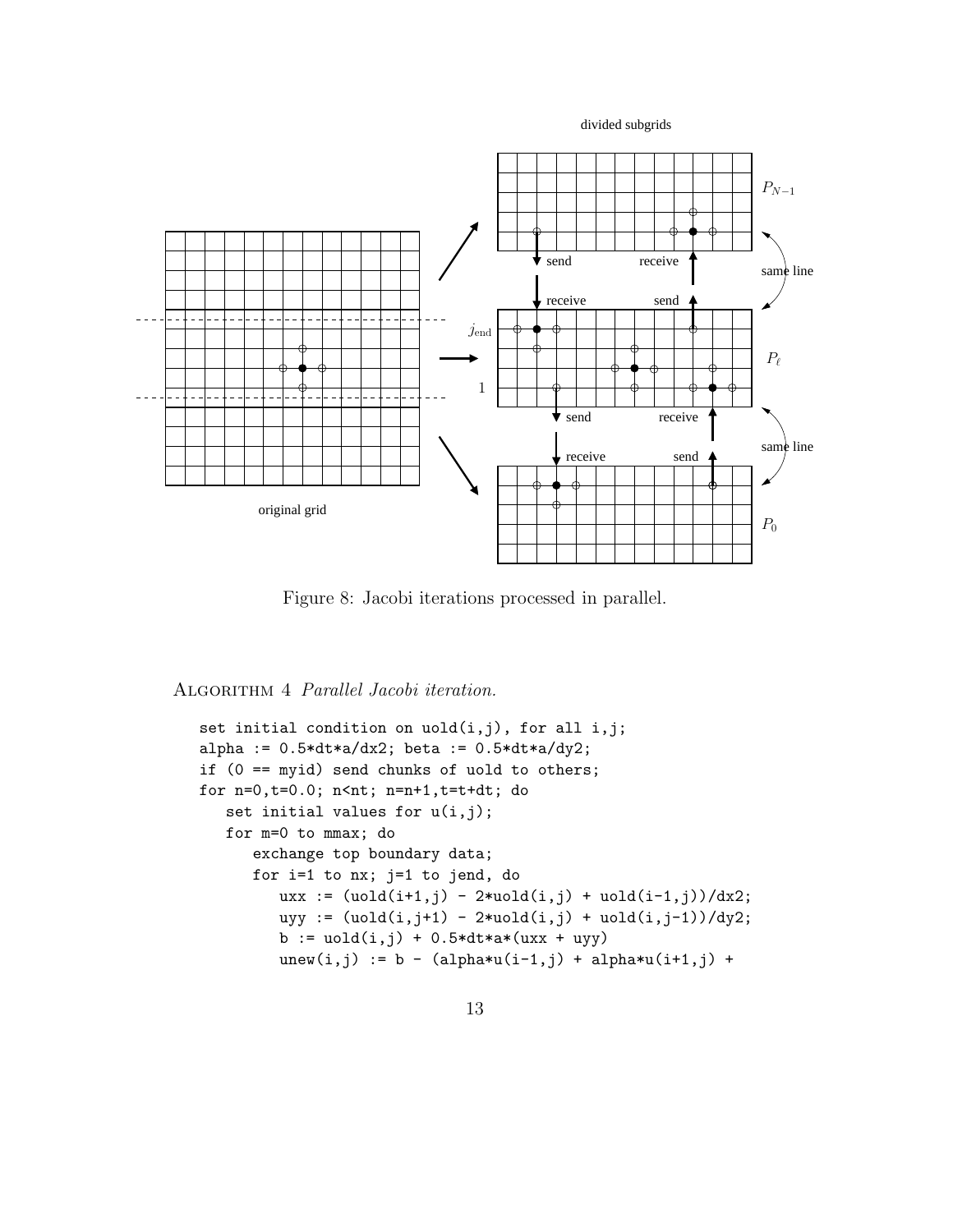Figure 8: Jacobi iterations processed in parallel.

Algorithm 4 *Parallel Jacobi iteration.*

```
set initial condition on uold(i,j), for all i,j;
alpha := 0.5*dt*a/dx2; beta := 0.5*dt*a/dy2;
if (0 == myid) send chunks of uold to others;
for n=0,t=0.0; n<nt; n=n+1,t=t+dt; do
   set initial values for u(i,j);
   for m=0 to mmax; do
      exchange top boundary data;
      for i=1 to nx; j=1 to jend, do
         uxx := (uold(i+1,j) - 2*uold(i,j) + uold(i-1,j))/dx2;
         uyy := (uold(i,j+1) - 2*uold(i,j) + uold(i,j-1))/dy2;
         b := uold(i,j) + 0.5*dt*a*(uxx + uyy)
         unew(i,j) := b - (alpha*u(i-1,j) + alpha*u(i+1,j) +
```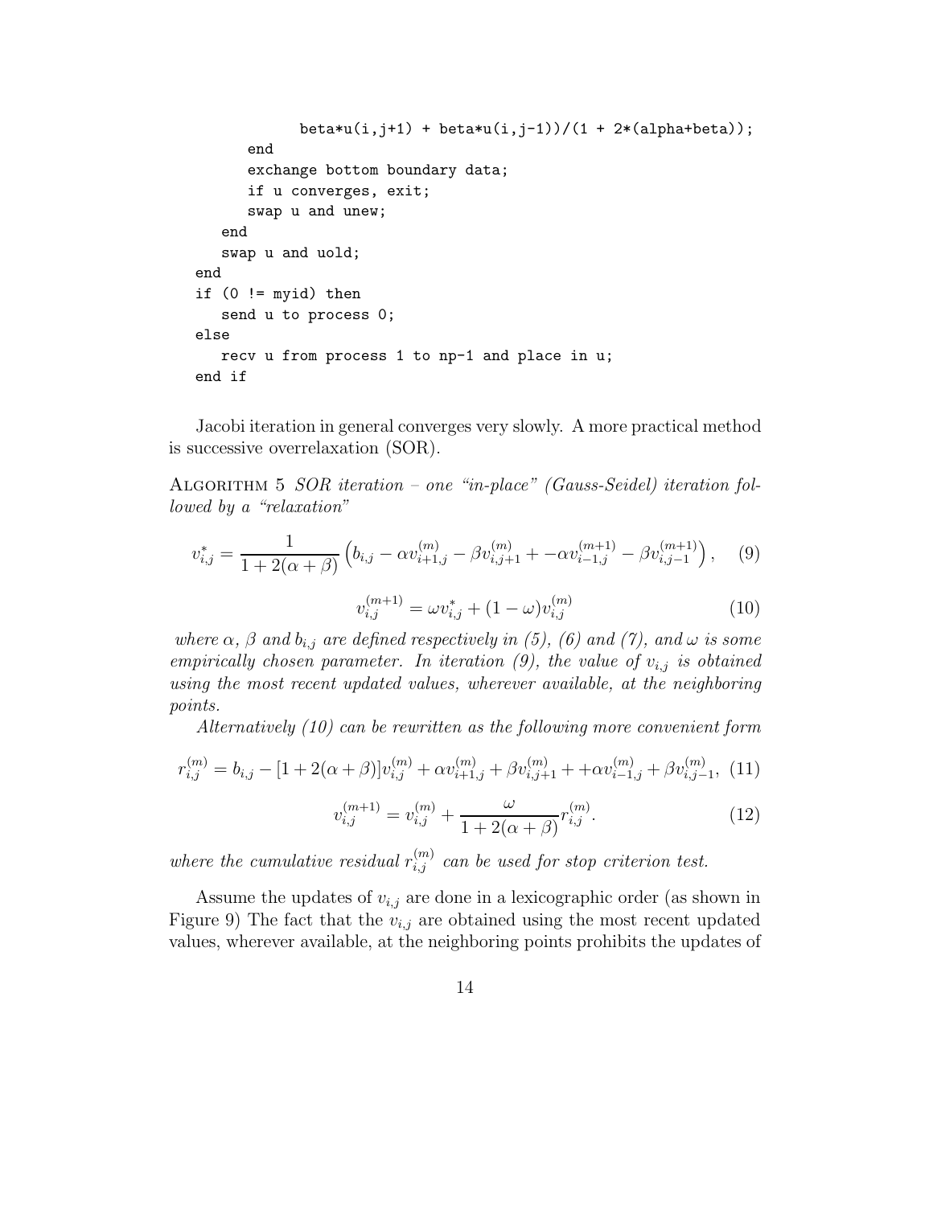```
            beta*u(i,j+1) + beta*u(i,j-1))/(1 + 2*(alpha+beta));
        end
        exchange bottom boundary data;
        if u converges, exit;
        swap u and unew;
    end
    swap u and uold;
end
if (0 != myid) then
    send u to process 0;
else
    recv u from process 1 to np-1 and place in u;
end if
```

Jacobi iteration in general converges very slowly. A more practical method is successive overrelaxation (SOR).

Algorithm 5 *SOR iteration – one "in-place" (Gauss-Seidel) iteration followed by a "relaxation"*

$$v^*_{i,j} = \frac{1}{1+2(\alpha+\beta)}\left(b_{i,j} - \alpha v^{(m)}_{i+1,j} - \beta v^{(m)}_{i,j+1} + -\alpha v^{(m+1)}_{i-1,j} - \beta v^{(m+1)}_{i,j-1}\right), \quad (9)$$

$$v^{(m+1)}_{i,j} = \omega v^*_{i,j} + (1-\omega)v^{(m)}_{i,j} \quad (10)$$

*where $\alpha$, $\beta$ and $b_{i,j}$ are defined respectively in (5), (6) and (7), and $\omega$ is some empirically chosen parameter. In iteration (9), the value of $v_{i,j}$ is obtained using the most recent updated values, wherever available, at the neighboring points.*

*Alternatively (10) can be rewritten as the following more convenient form*

$$r^{(m)}_{i,j} = b_{i,j} - [1+2(\alpha+\beta)]v^{(m)}_{i,j} + \alpha v^{(m)}_{i+1,j} + \beta v^{(m)}_{i,j+1} + +\alpha v^{(m)}_{i-1,j} + \beta v^{(m)}_{i,j-1}, \quad (11)$$

$$v^{(m+1)}_{i,j} = v^{(m)}_{i,j} + \frac{\omega}{1+2(\alpha+\beta)}r^{(m)}_{i,j}. \quad (12)$$

*where the cumulative residual $r^{(m)}_{i,j}$ can be used for stop criterion test.*

Assume the updates of $v_{i,j}$ are done in a lexicographic order (as shown in Figure 9) The fact that the $v_{i,j}$ are obtained using the most recent updated values, wherever available, at the neighboring points prohibits the updates of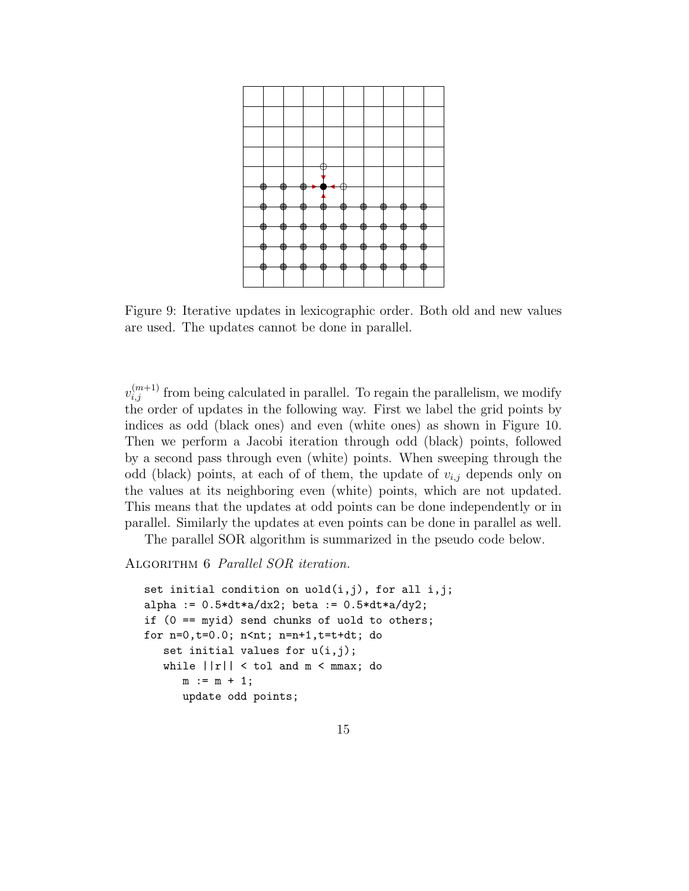Figure 9: Iterative updates in lexicographic order. Both old and new values are used. The updates cannot be done in parallel.

$v_{i,j}^{(m+1)}$ from being calculated in parallel. To regain the parallelism, we modify the order of updates in the following way. First we label the grid points by indices as odd (black ones) and even (white ones) as shown in Figure 10. Then we perform a Jacobi iteration through odd (black) points, followed by a second pass through even (white) points. When sweeping through the odd (black) points, at each of of them, the update of $v_{i,j}$ depends only on the values at its neighboring even (white) points, which are not updated. This means that the updates at odd points can be done independently or in parallel. Similarly the updates at even points can be done in parallel as well.

The parallel SOR algorithm is summarized in the pseudo code below.

ALGORITHM 6 *Parallel SOR iteration.*

```
set initial condition on uold(i,j), for all i,j;
alpha := 0.5*dt*a/dx2; beta := 0.5*dt*a/dy2;
if (0 == myid) send chunks of uold to others;
for n=0,t=0.0; n<nt; n=n+1,t=t+dt; do
   set initial values for u(i,j);
   while ||r|| < tol and m < mmax; do
      m := m + 1;
      update odd points;
```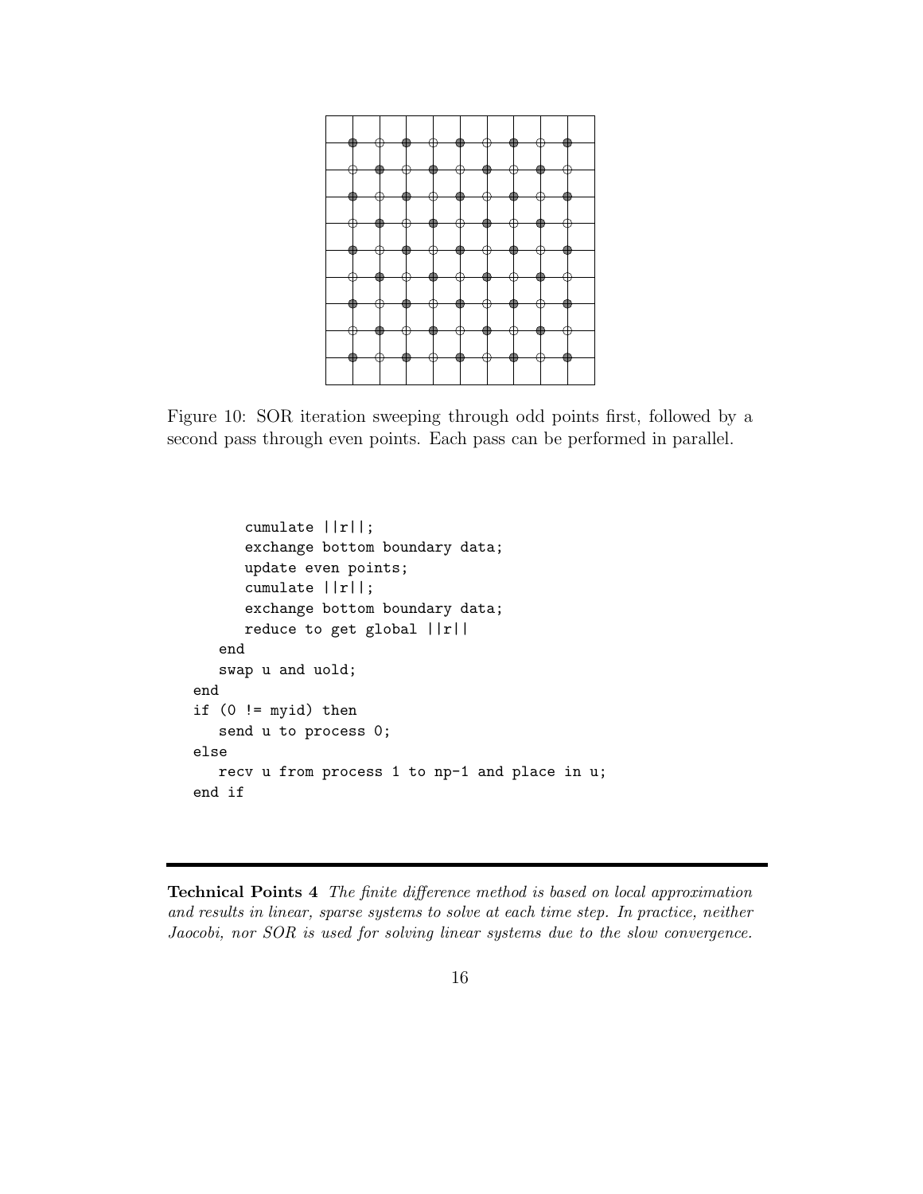Figure 10: SOR iteration sweeping through odd points first, followed by a second pass through even points. Each pass can be performed in parallel.

```
        cumulate ||r||;
        exchange bottom boundary data;
        update even points;
        cumulate ||r||;
        exchange bottom boundary data;
        reduce to get global ||r||
    end
    swap u and uold;
end
if (0 != myid) then
    send u to process 0;
else
    recv u from process 1 to np-1 and place in u;
end if
```

---

**Technical Points 4** *The finite difference method is based on local approximation and results in linear, sparse systems to solve at each time step. In practice, neither Jaocobi, nor SOR is used for solving linear systems due to the slow convergence.*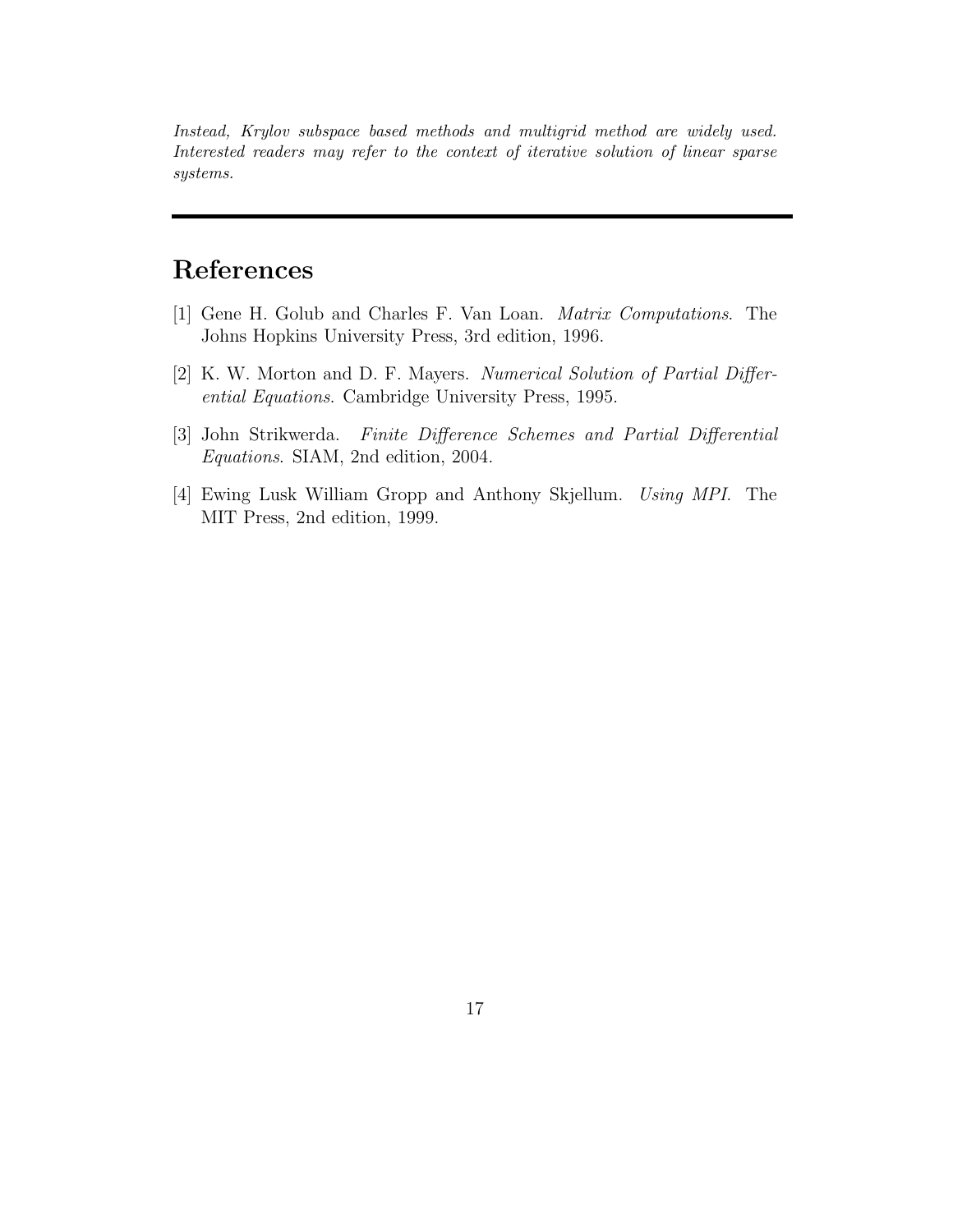*Instead, Krylov subspace based methods and multigrid method are widely used. Interested readers may refer to the context of iterative solution of linear sparse systems.*

---

# References

[1] Gene H. Golub and Charles F. Van Loan. *Matrix Computations*. The Johns Hopkins University Press, 3rd edition, 1996.

[2] K. W. Morton and D. F. Mayers. *Numerical Solution of Partial Differential Equations.* Cambridge University Press, 1995.

[3] John Strikwerda. *Finite Difference Schemes and Partial Differential Equations*. SIAM, 2nd edition, 2004.

[4] Ewing Lusk William Gropp and Anthony Skjellum. *Using MPI*. The MIT Press, 2nd edition, 1999.